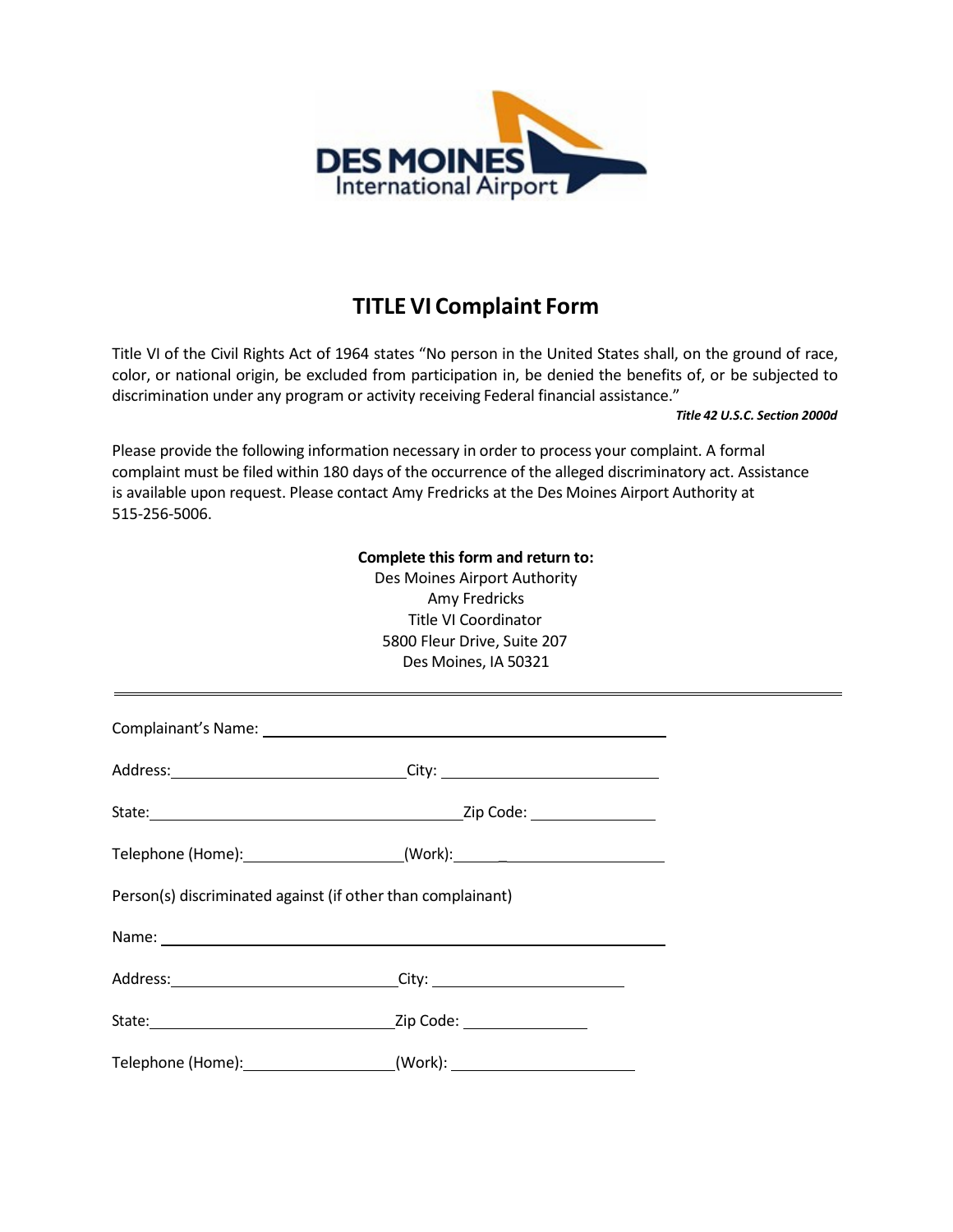DES MOINES International Airport

# TITLE VI Complaint Form

Title VI of the Civil Rights Act of 1964 states "No person in the United States shall, on the ground of race, color, or national origin, be excluded from participation in, be denied the benefits of, or be subjected to discrimination under any program or activity receiving Federal financial assistance."

***Title 42 U.S.C. Section 2000d***

Please provide the following information necessary in order to process your complaint. A formal complaint must be filed within 180 days of the occurrence of the alleged discriminatory act. Assistance is available upon request. Please contact Amy Fredricks at the Des Moines Airport Authority at 515-256-5006.

**Complete this form and return to:**
Des Moines Airport Authority
Amy Fredricks
Title VI Coordinator
5800 Fleur Drive, Suite 207
Des Moines, IA 50321

---

Complainant's Name: ______________________________

Address: ____________________ City: ____________________

State: ____________________ Zip Code: ____________

Telephone (Home): ______________ (Work): ______________

Person(s) discriminated against (if other than complainant)

Name: ______________________________

Address: ____________________ City: ____________________

State: ____________________ Zip Code: ____________

Telephone (Home): ______________ (Work): ______________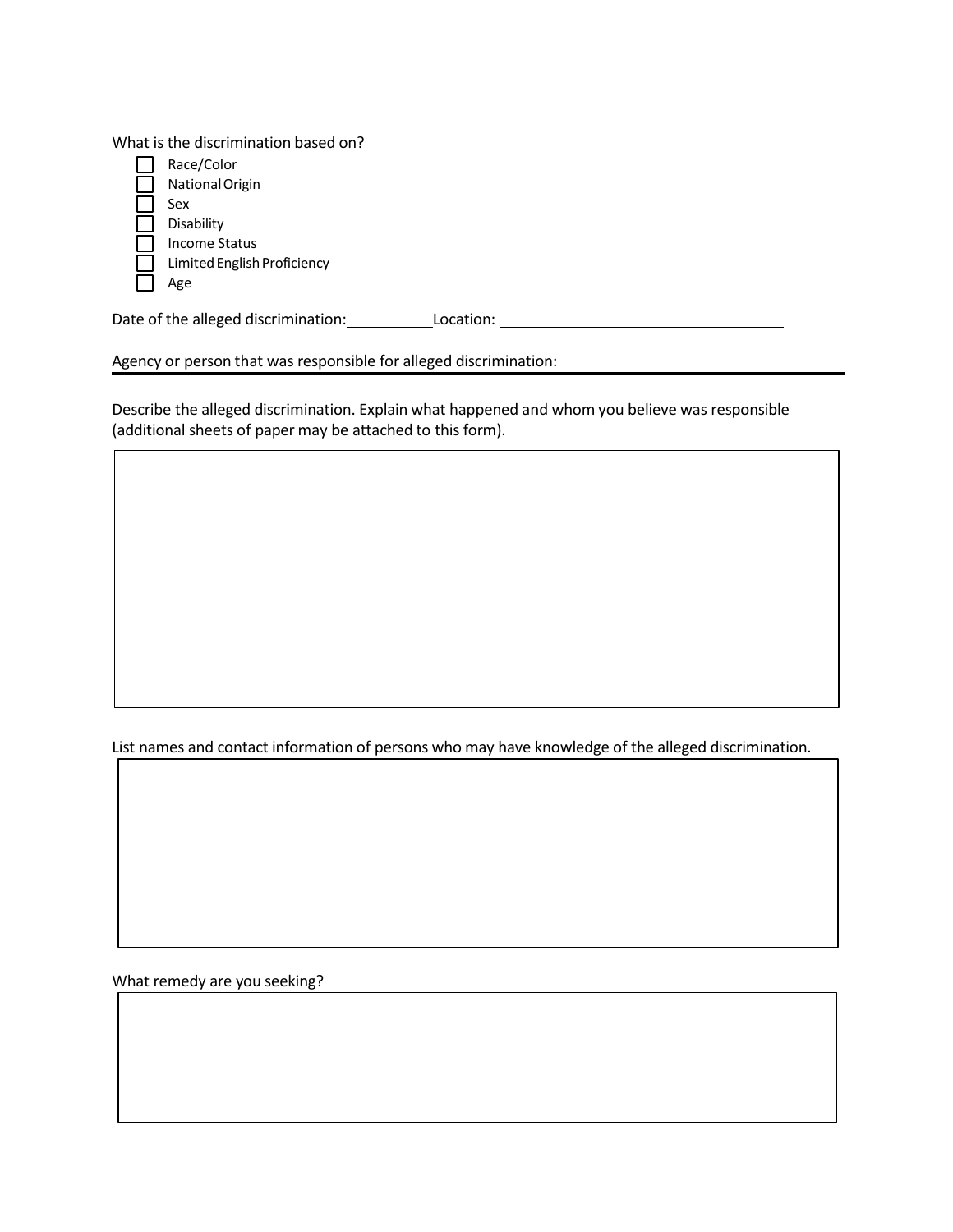What is the discrimination based on?

- [ ] Race/Color
- [ ] National Origin
- [ ] Sex
- [ ] Disability
- [ ] Income Status
- [ ] Limited English Proficiency
- [ ] Age

Date of the alleged discrimination: __________ Location: ______________________________

Agency or person that was responsible for alleged discrimination: ______________________________

Describe the alleged discrimination. Explain what happened and whom you believe was responsible (additional sheets of paper may be attached to this form).

List names and contact information of persons who may have knowledge of the alleged discrimination.

What remedy are you seeking?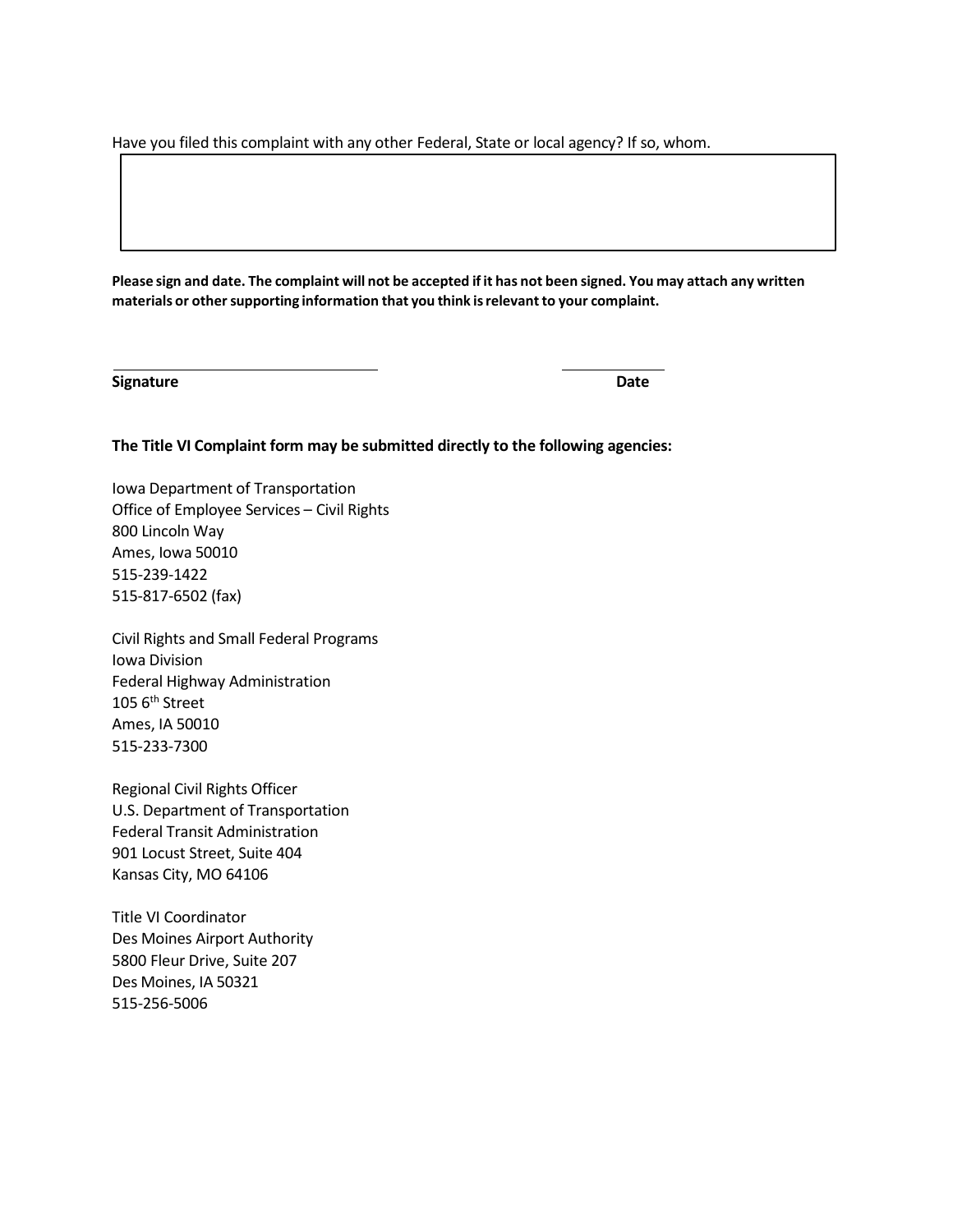Have you filed this complaint with any other Federal, State or local agency? If so, whom.

**Please sign and date. The complaint will not be accepted if it has not been signed. You may attach any written materials or other supporting information that you think is relevant to your complaint.**

**Signature** ______________________________ **Date** ____________

**The Title VI Complaint form may be submitted directly to the following agencies:**

Iowa Department of Transportation
Office of Employee Services – Civil Rights
800 Lincoln Way
Ames, Iowa 50010
515-239-1422
515-817-6502 (fax)

Civil Rights and Small Federal Programs
Iowa Division
Federal Highway Administration
105 6th Street
Ames, IA 50010
515-233-7300

Regional Civil Rights Officer
U.S. Department of Transportation
Federal Transit Administration
901 Locust Street, Suite 404
Kansas City, MO 64106

Title VI Coordinator
Des Moines Airport Authority
5800 Fleur Drive, Suite 207
Des Moines, IA 50321
515-256-5006